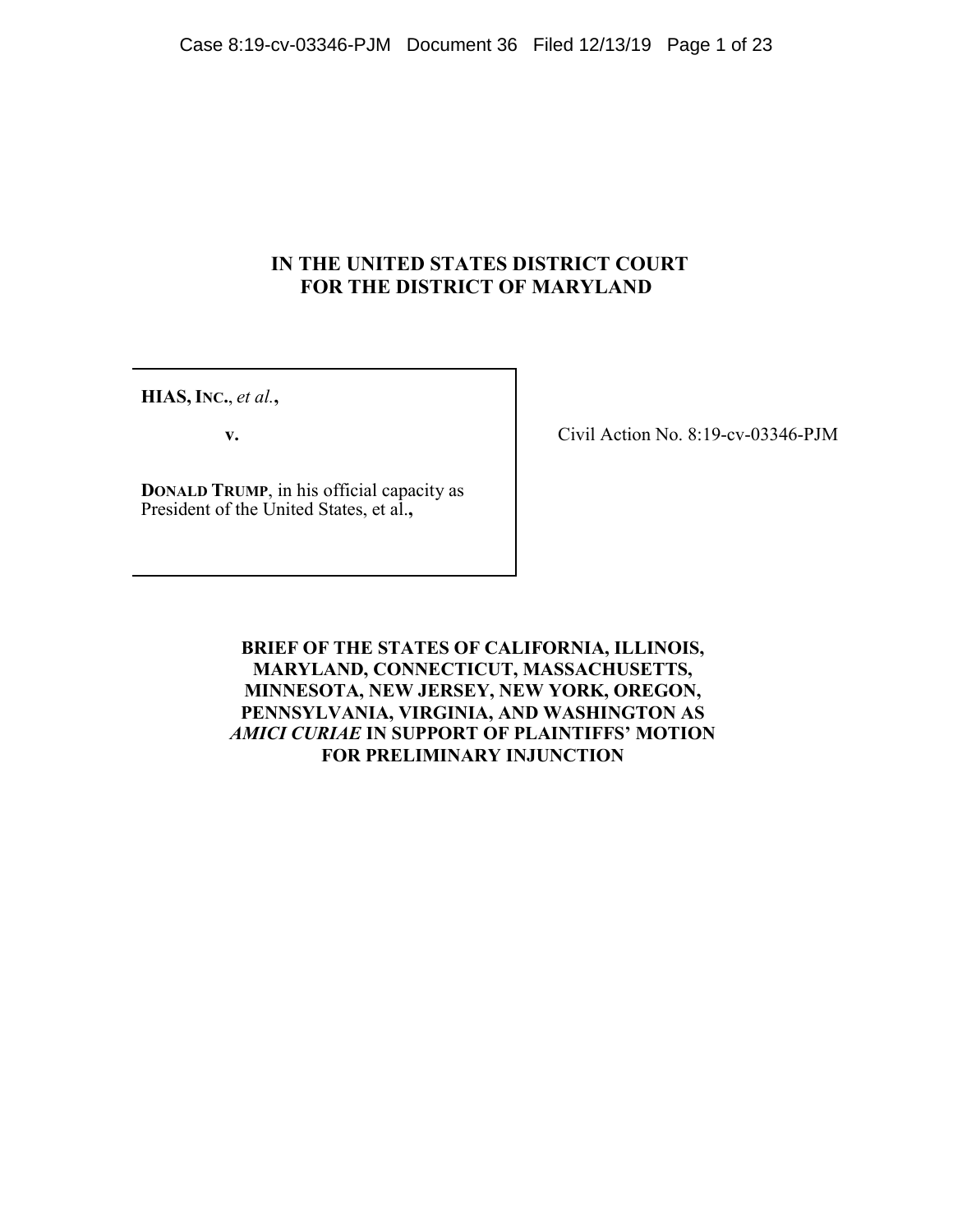# IN THE UNITED STATES DISTRICT COURT FOR THE DISTRICT OF MARYLAND

**HIAS, INC.**, *et al.*,

**v.**

**DONALD TRUMP**, in his official capacity as President of the United States, et al.**,**

Civil Action No. 8:19-cv-03346-PJM

**BRIEF OF THE STATES OF CALIFORNIA, ILLINOIS, MARYLAND, CONNECTICUT, MASSACHUSETTS, MINNESOTA, NEW JERSEY, NEW YORK, OREGON, PENNSYLVANIA, VIRGINIA, AND WASHINGTON AS *AMICI CURIAE* IN SUPPORT OF PLAINTIFFS' MOTION FOR PRELIMINARY INJUNCTION**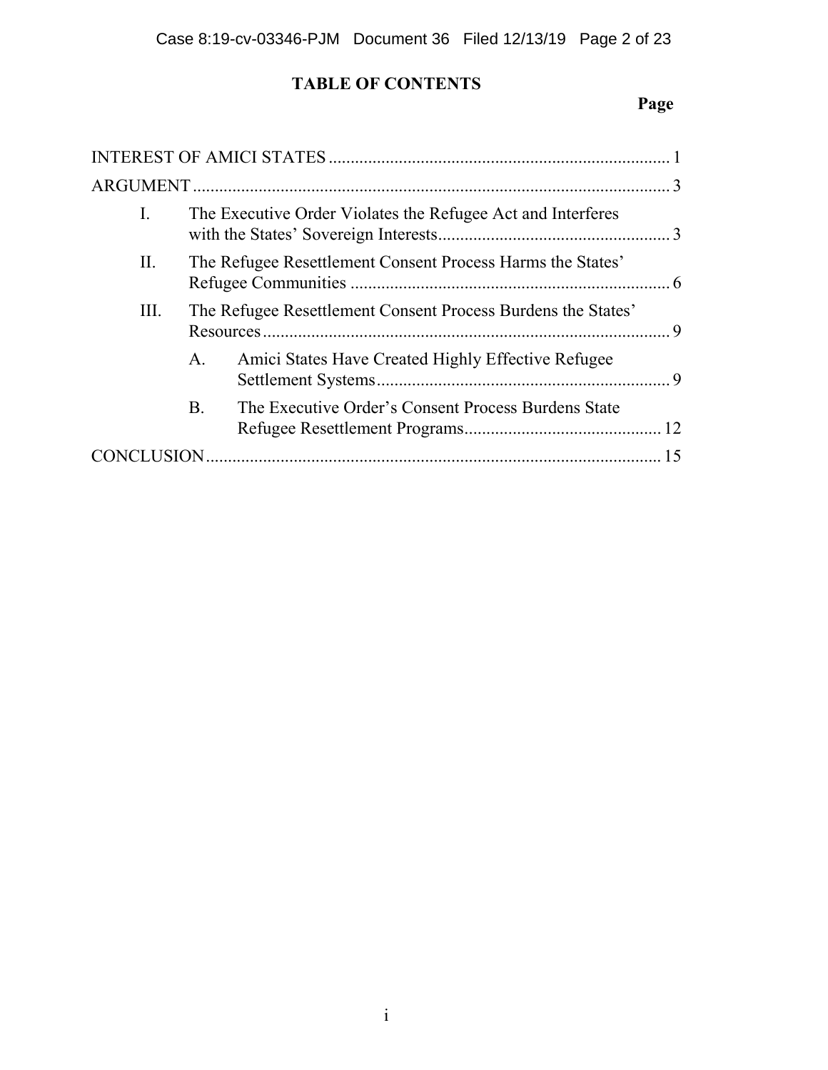# TABLE OF CONTENTS

| | Page |
|---|---|
| INTEREST OF AMICI STATES | 1 |
| ARGUMENT | 3 |
| I. The Executive Order Violates the Refugee Act and Interferes with the States' Sovereign Interests | 3 |
| II. The Refugee Resettlement Consent Process Harms the States' Refugee Communities | 6 |
| III. The Refugee Resettlement Consent Process Burdens the States' Resources | 9 |
| A. Amici States Have Created Highly Effective Refugee Settlement Systems | 9 |
| B. The Executive Order's Consent Process Burdens State Refugee Resettlement Programs | 12 |
| CONCLUSION | 15 |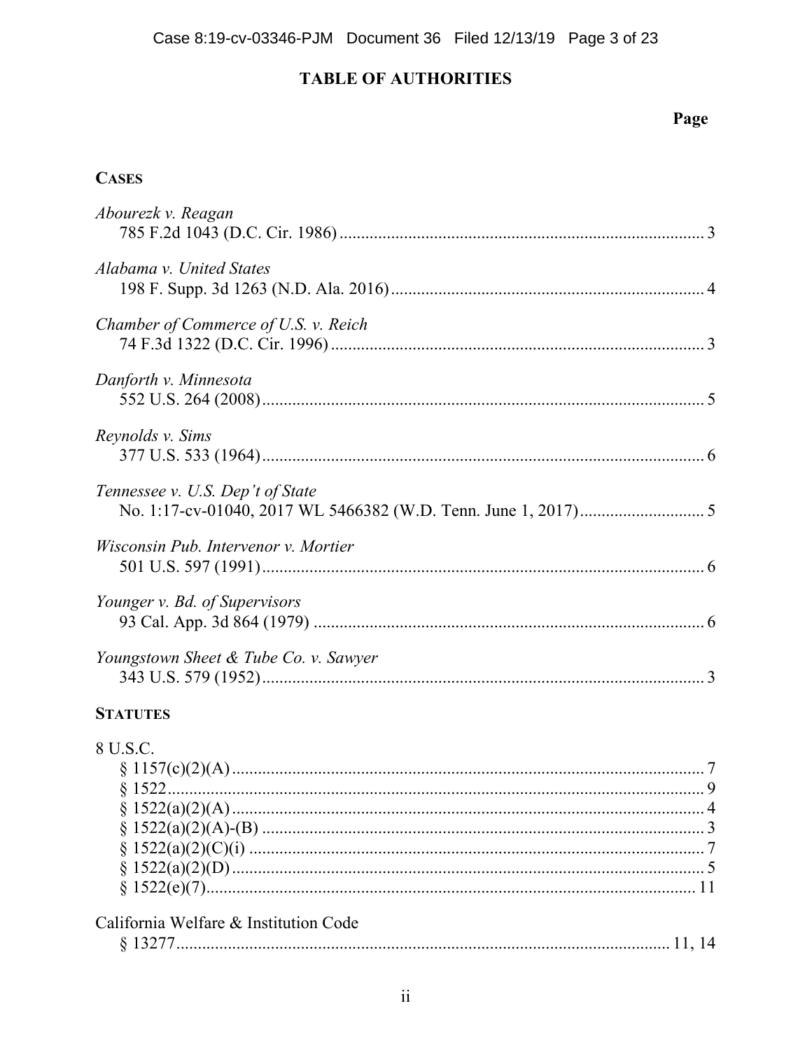# TABLE OF AUTHORITIES

**Page**

**CASES**

*Abourezk v. Reagan*
785 F.2d 1043 (D.C. Cir. 1986) .......... 3

*Alabama v. United States*
198 F. Supp. 3d 1263 (N.D. Ala. 2016) .......... 4

*Chamber of Commerce of U.S. v. Reich*
74 F.3d 1322 (D.C. Cir. 1996) .......... 3

*Danforth v. Minnesota*
552 U.S. 264 (2008) .......... 5

*Reynolds v. Sims*
377 U.S. 533 (1964) .......... 6

*Tennessee v. U.S. Dep't of State*
No. 1:17-cv-01040, 2017 WL 5466382 (W.D. Tenn. June 1, 2017) .......... 5

*Wisconsin Pub. Intervenor v. Mortier*
501 U.S. 597 (1991) .......... 6

*Younger v. Bd. of Supervisors*
93 Cal. App. 3d 864 (1979) .......... 6

*Youngstown Sheet & Tube Co. v. Sawyer*
343 U.S. 579 (1952) .......... 3

**STATUTES**

8 U.S.C.
§ 1157(c)(2)(A) .......... 7
§ 1522 .......... 9
§ 1522(a)(2)(A) .......... 4
§ 1522(a)(2)(A)-(B) .......... 3
§ 1522(a)(2)(C)(i) .......... 7
§ 1522(a)(2)(D) .......... 5
§ 1522(e)(7) .......... 11

California Welfare & Institution Code
§ 13277 .......... 11, 14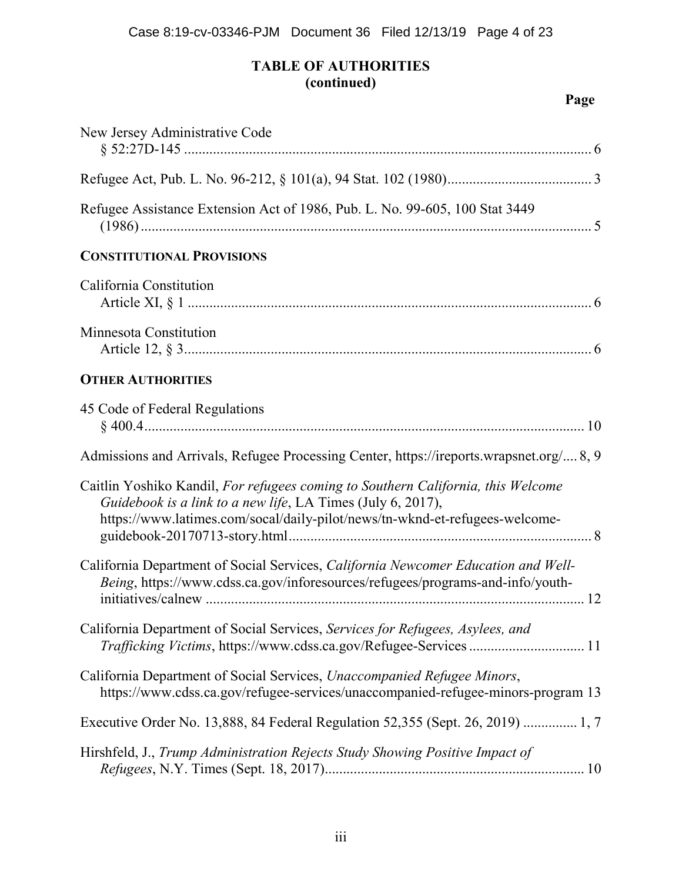## TABLE OF AUTHORITIES
## (continued)

**Page**

New Jersey Administrative Code
§ 52:27D-145 .................................................................................................. 6

Refugee Act, Pub. L. No. 96-212, § 101(a), 94 Stat. 102 (1980)........................................ 3

Refugee Assistance Extension Act of 1986, Pub. L. No. 99-605, 100 Stat 3449 (1986)................................................................................................................... 5

**CONSTITUTIONAL PROVISIONS**

California Constitution
Article XI, § 1 ................................................................................................ 6

Minnesota Constitution
Article 12, § 3................................................................................................. 6

**OTHER AUTHORITIES**

45 Code of Federal Regulations
§ 400.4........................................................................................................... 10

Admissions and Arrivals, Refugee Processing Center, https://ireports.wrapsnet.org/.... 8, 9

Caitlin Yoshiko Kandil, *For refugees coming to Southern California, this Welcome Guidebook is a link to a new life*, LA Times (July 6, 2017), https://www.latimes.com/socal/daily-pilot/news/tn-wknd-et-refugees-welcome-guidebook-20170713-story.html.................................................................................. 8

California Department of Social Services, *California Newcomer Education and Well-Being*, https://www.cdss.ca.gov/inforesources/refugees/programs-and-info/youth-initiatives/calnew ........................................................................................... 12

California Department of Social Services, *Services for Refugees, Asylees, and Trafficking Victims*, https://www.cdss.ca.gov/Refugee-Services ................................ 11

California Department of Social Services, *Unaccompanied Refugee Minors*, https://www.cdss.ca.gov/refugee-services/unaccompanied-refugee-minors-program 13

Executive Order No. 13,888, 84 Federal Regulation 52,355 (Sept. 26, 2019) ............... 1, 7

Hirshfeld, J., *Trump Administration Rejects Study Showing Positive Impact of Refugees*, N.Y. Times (Sept. 18, 2017)....................................................................... 10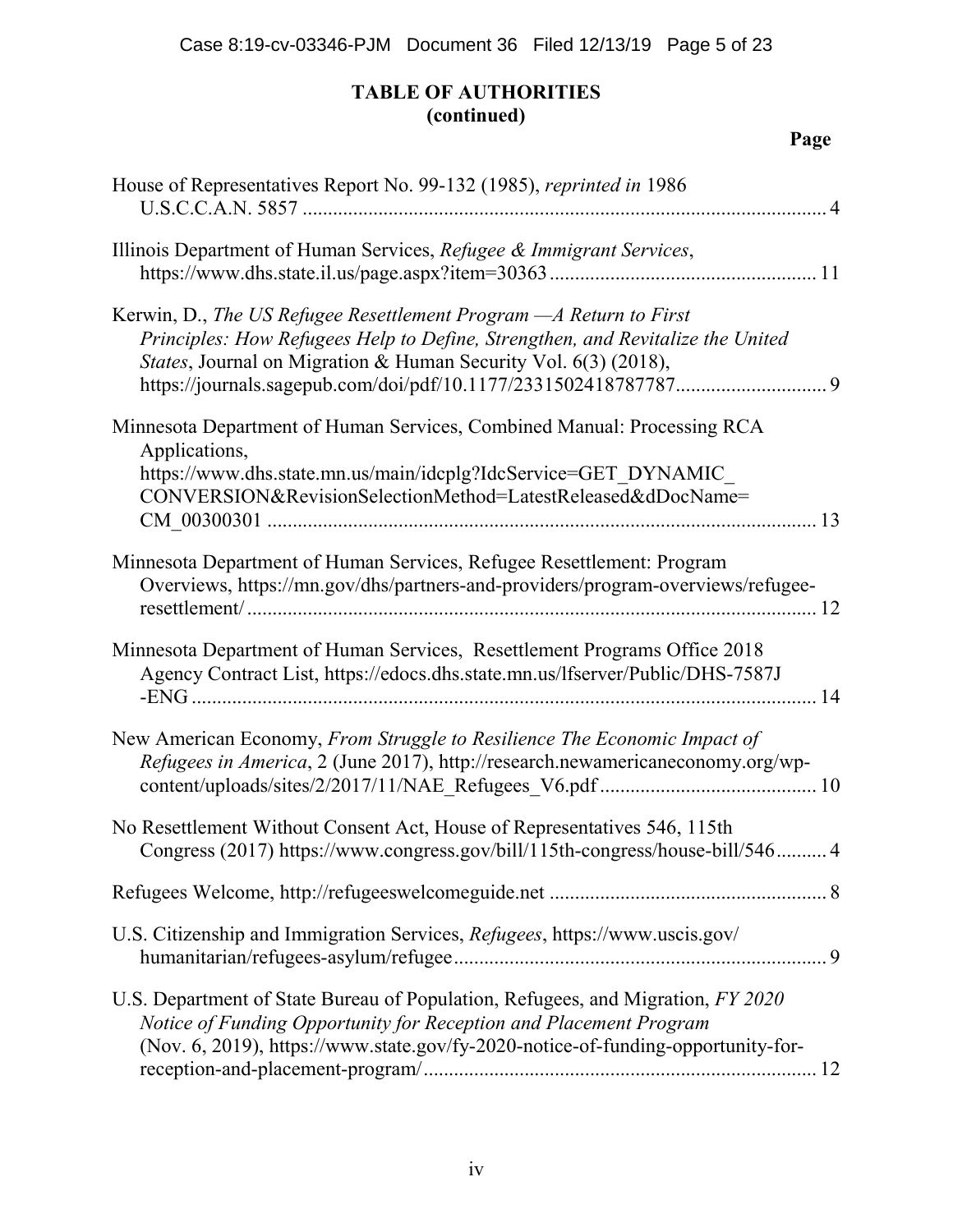## TABLE OF AUTHORITIES
## (continued)

**Page**

House of Representatives Report No. 99-132 (1985), *reprinted in* 1986 U.S.C.C.A.N. 5857 ........................................................................................................ 4

Illinois Department of Human Services, *Refugee & Immigrant Services*, https://www.dhs.state.il.us/page.aspx?item=30363 .................................................... 11

Kerwin, D., *The US Refugee Resettlement Program —A Return to First Principles: How Refugees Help to Define, Strengthen, and Revitalize the United States*, Journal on Migration & Human Security Vol. 6(3) (2018), https://journals.sagepub.com/doi/pdf/10.1177/2331502418787787.............................. 9

Minnesota Department of Human Services, Combined Manual: Processing RCA Applications, https://www.dhs.state.mn.us/main/idcplg?IdcService=GET_DYNAMIC_CONVERSION&RevisionSelectionMethod=LatestReleased&dDocName=CM_00300301 ............................................................................................................ 13

Minnesota Department of Human Services, Refugee Resettlement: Program Overviews, https://mn.gov/dhs/partners-and-providers/program-overviews/refugee-resettlement/ ................................................................................................................ 12

Minnesota Department of Human Services, Resettlement Programs Office 2018 Agency Contract List, https://edocs.dhs.state.mn.us/lfserver/Public/DHS-7587J-ENG ............................................................................................................................ 14

New American Economy, *From Struggle to Resilience The Economic Impact of Refugees in America*, 2 (June 2017), http://research.newamericaneconomy.org/wp-content/uploads/sites/2/2017/11/NAE_Refugees_V6.pdf ........................................... 10

No Resettlement Without Consent Act, House of Representatives 546, 115th Congress (2017) https://www.congress.gov/bill/115th-congress/house-bill/546.......... 4

Refugees Welcome, http://refugeeswelcomeguide.net ....................................................... 8

U.S. Citizenship and Immigration Services, *Refugees*, https://www.uscis.gov/humanitarian/refugees-asylum/refugee......................................................................... 9

U.S. Department of State Bureau of Population, Refugees, and Migration, *FY 2020 Notice of Funding Opportunity for Reception and Placement Program* (Nov. 6, 2019), https://www.state.gov/fy-2020-notice-of-funding-opportunity-for-reception-and-placement-program/............................................................................ 12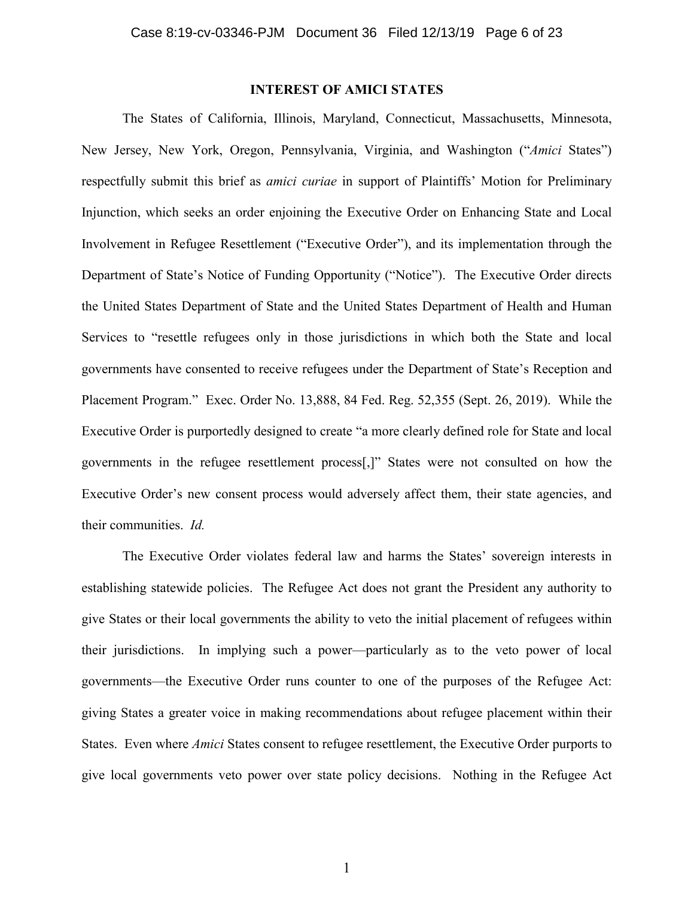## INTEREST OF AMICI STATES

The States of California, Illinois, Maryland, Connecticut, Massachusetts, Minnesota, New Jersey, New York, Oregon, Pennsylvania, Virginia, and Washington ("*Amici* States") respectfully submit this brief as *amici curiae* in support of Plaintiffs' Motion for Preliminary Injunction, which seeks an order enjoining the Executive Order on Enhancing State and Local Involvement in Refugee Resettlement ("Executive Order"), and its implementation through the Department of State's Notice of Funding Opportunity ("Notice"). The Executive Order directs the United States Department of State and the United States Department of Health and Human Services to "resettle refugees only in those jurisdictions in which both the State and local governments have consented to receive refugees under the Department of State's Reception and Placement Program." Exec. Order No. 13,888, 84 Fed. Reg. 52,355 (Sept. 26, 2019). While the Executive Order is purportedly designed to create "a more clearly defined role for State and local governments in the refugee resettlement process[,]" States were not consulted on how the Executive Order's new consent process would adversely affect them, their state agencies, and their communities. *Id.*

The Executive Order violates federal law and harms the States' sovereign interests in establishing statewide policies. The Refugee Act does not grant the President any authority to give States or their local governments the ability to veto the initial placement of refugees within their jurisdictions. In implying such a power—particularly as to the veto power of local governments—the Executive Order runs counter to one of the purposes of the Refugee Act: giving States a greater voice in making recommendations about refugee placement within their States. Even where *Amici* States consent to refugee resettlement, the Executive Order purports to give local governments veto power over state policy decisions. Nothing in the Refugee Act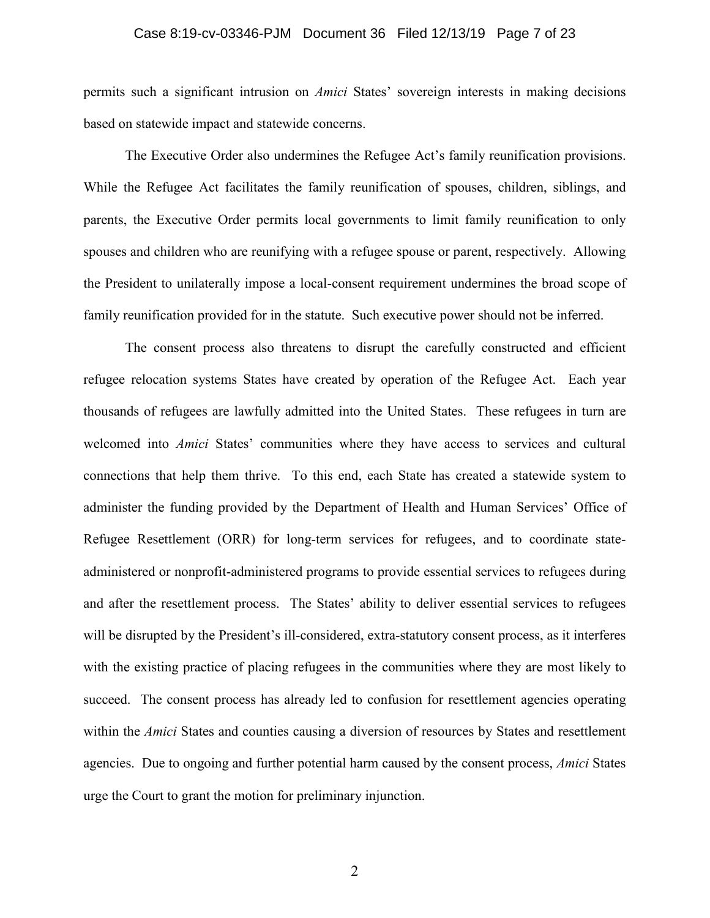permits such a significant intrusion on *Amici* States' sovereign interests in making decisions based on statewide impact and statewide concerns.

The Executive Order also undermines the Refugee Act's family reunification provisions. While the Refugee Act facilitates the family reunification of spouses, children, siblings, and parents, the Executive Order permits local governments to limit family reunification to only spouses and children who are reunifying with a refugee spouse or parent, respectively. Allowing the President to unilaterally impose a local-consent requirement undermines the broad scope of family reunification provided for in the statute. Such executive power should not be inferred.

The consent process also threatens to disrupt the carefully constructed and efficient refugee relocation systems States have created by operation of the Refugee Act. Each year thousands of refugees are lawfully admitted into the United States. These refugees in turn are welcomed into *Amici* States' communities where they have access to services and cultural connections that help them thrive. To this end, each State has created a statewide system to administer the funding provided by the Department of Health and Human Services' Office of Refugee Resettlement (ORR) for long-term services for refugees, and to coordinate state-administered or nonprofit-administered programs to provide essential services to refugees during and after the resettlement process. The States' ability to deliver essential services to refugees will be disrupted by the President's ill-considered, extra-statutory consent process, as it interferes with the existing practice of placing refugees in the communities where they are most likely to succeed. The consent process has already led to confusion for resettlement agencies operating within the *Amici* States and counties causing a diversion of resources by States and resettlement agencies. Due to ongoing and further potential harm caused by the consent process, *Amici* States urge the Court to grant the motion for preliminary injunction.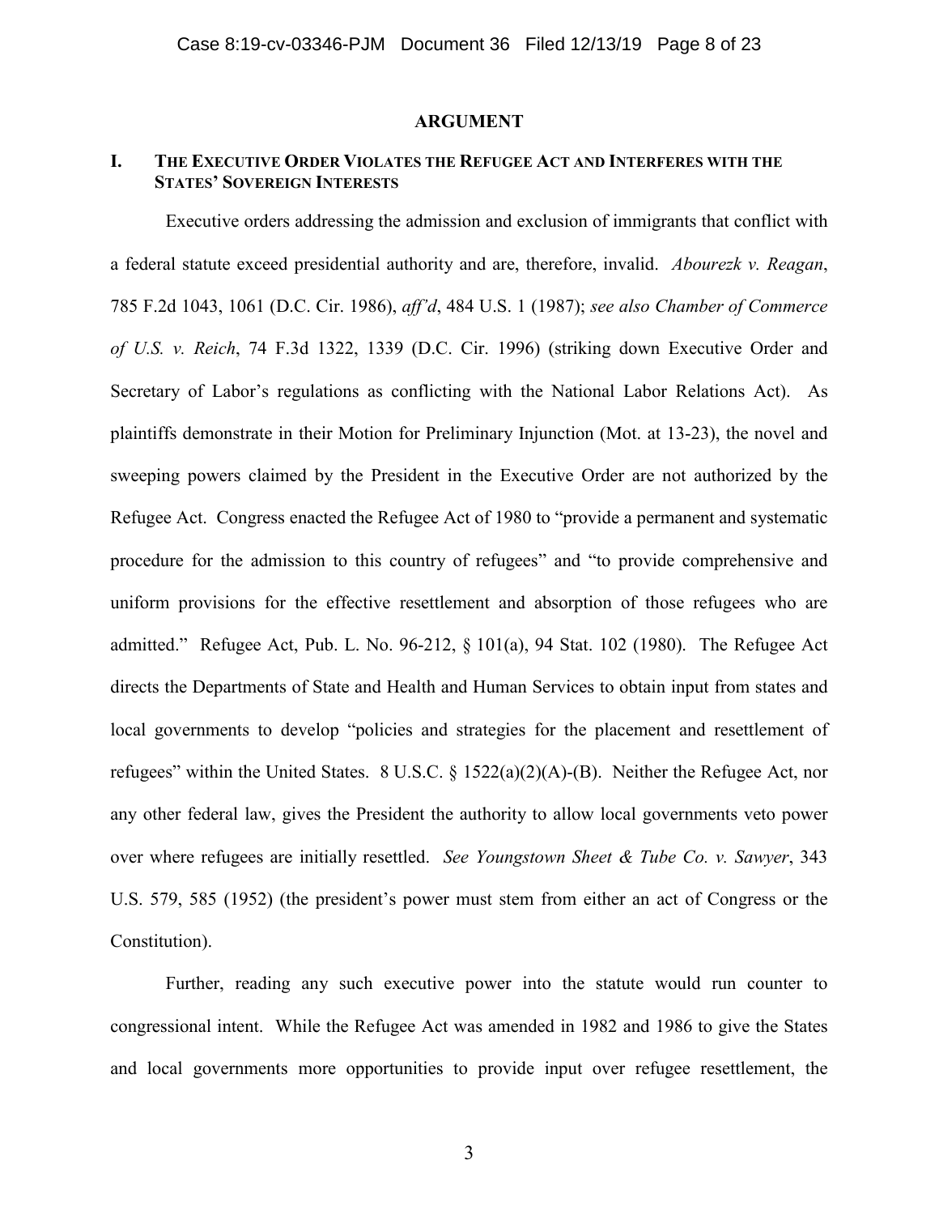## ARGUMENT

### I. The Executive Order Violates the Refugee Act and Interferes with the States' Sovereign Interests

Executive orders addressing the admission and exclusion of immigrants that conflict with a federal statute exceed presidential authority and are, therefore, invalid. *Abourezk v. Reagan*, 785 F.2d 1043, 1061 (D.C. Cir. 1986), *aff'd*, 484 U.S. 1 (1987); *see also Chamber of Commerce of U.S. v. Reich*, 74 F.3d 1322, 1339 (D.C. Cir. 1996) (striking down Executive Order and Secretary of Labor's regulations as conflicting with the National Labor Relations Act). As plaintiffs demonstrate in their Motion for Preliminary Injunction (Mot. at 13-23), the novel and sweeping powers claimed by the President in the Executive Order are not authorized by the Refugee Act. Congress enacted the Refugee Act of 1980 to "provide a permanent and systematic procedure for the admission to this country of refugees" and "to provide comprehensive and uniform provisions for the effective resettlement and absorption of those refugees who are admitted." Refugee Act, Pub. L. No. 96-212, § 101(a), 94 Stat. 102 (1980). The Refugee Act directs the Departments of State and Health and Human Services to obtain input from states and local governments to develop "policies and strategies for the placement and resettlement of refugees" within the United States. 8 U.S.C. § 1522(a)(2)(A)-(B). Neither the Refugee Act, nor any other federal law, gives the President the authority to allow local governments veto power over where refugees are initially resettled. *See Youngstown Sheet & Tube Co. v. Sawyer*, 343 U.S. 579, 585 (1952) (the president's power must stem from either an act of Congress or the Constitution).

Further, reading any such executive power into the statute would run counter to congressional intent. While the Refugee Act was amended in 1982 and 1986 to give the States and local governments more opportunities to provide input over refugee resettlement, the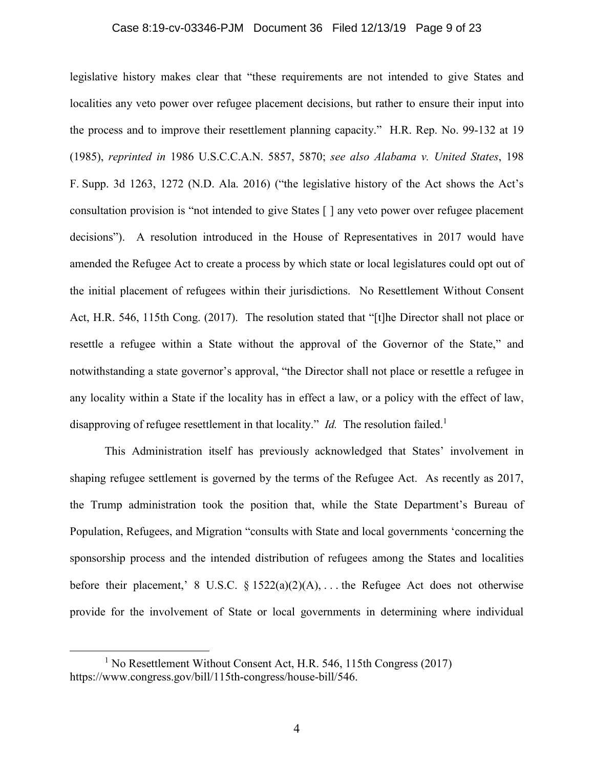legislative history makes clear that "these requirements are not intended to give States and localities any veto power over refugee placement decisions, but rather to ensure their input into the process and to improve their resettlement planning capacity." H.R. Rep. No. 99-132 at 19 (1985), *reprinted in* 1986 U.S.C.C.A.N. 5857, 5870; *see also Alabama v. United States*, 198 F. Supp. 3d 1263, 1272 (N.D. Ala. 2016) ("the legislative history of the Act shows the Act's consultation provision is "not intended to give States [ ] any veto power over refugee placement decisions"). A resolution introduced in the House of Representatives in 2017 would have amended the Refugee Act to create a process by which state or local legislatures could opt out of the initial placement of refugees within their jurisdictions. No Resettlement Without Consent Act, H.R. 546, 115th Cong. (2017). The resolution stated that "[t]he Director shall not place or resettle a refugee within a State without the approval of the Governor of the State," and notwithstanding a state governor's approval, "the Director shall not place or resettle a refugee in any locality within a State if the locality has in effect a law, or a policy with the effect of law, disapproving of refugee resettlement in that locality." *Id.* The resolution failed.[1]

This Administration itself has previously acknowledged that States' involvement in shaping refugee settlement is governed by the terms of the Refugee Act. As recently as 2017, the Trump administration took the position that, while the State Department's Bureau of Population, Refugees, and Migration "consults with State and local governments 'concerning the sponsorship process and the intended distribution of refugees among the States and localities before their placement,' 8 U.S.C. § 1522(a)(2)(A), . . . the Refugee Act does not otherwise provide for the involvement of State or local governments in determining where individual

---

[1] No Resettlement Without Consent Act, H.R. 546, 115th Congress (2017) https://www.congress.gov/bill/115th-congress/house-bill/546.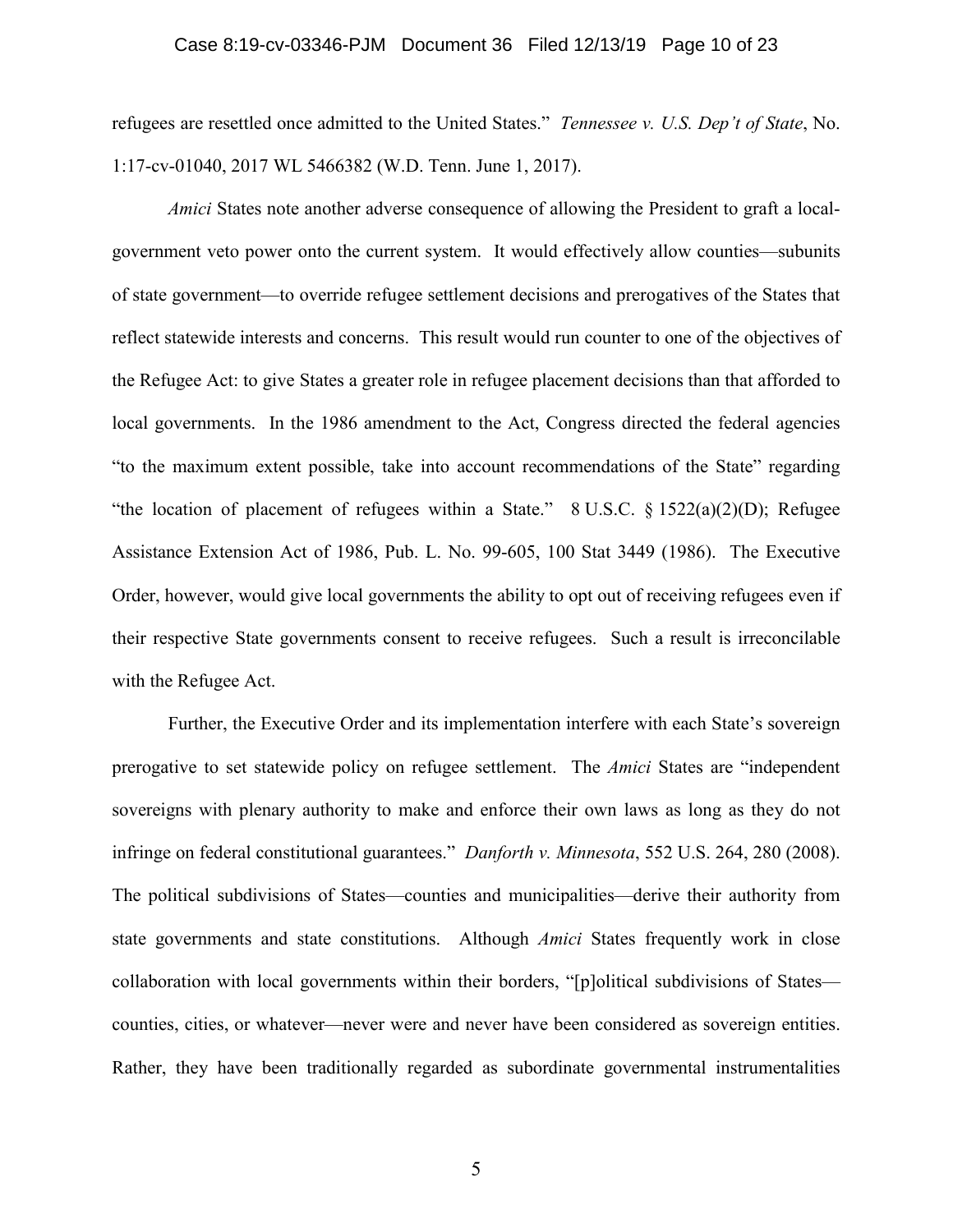refugees are resettled once admitted to the United States." *Tennessee v. U.S. Dep't of State*, No. 1:17-cv-01040, 2017 WL 5466382 (W.D. Tenn. June 1, 2017).

*Amici* States note another adverse consequence of allowing the President to graft a local-government veto power onto the current system. It would effectively allow counties—subunits of state government—to override refugee settlement decisions and prerogatives of the States that reflect statewide interests and concerns. This result would run counter to one of the objectives of the Refugee Act: to give States a greater role in refugee placement decisions than that afforded to local governments. In the 1986 amendment to the Act, Congress directed the federal agencies "to the maximum extent possible, take into account recommendations of the State" regarding "the location of placement of refugees within a State." 8 U.S.C. § 1522(a)(2)(D); Refugee Assistance Extension Act of 1986, Pub. L. No. 99-605, 100 Stat 3449 (1986). The Executive Order, however, would give local governments the ability to opt out of receiving refugees even if their respective State governments consent to receive refugees. Such a result is irreconcilable with the Refugee Act.

Further, the Executive Order and its implementation interfere with each State's sovereign prerogative to set statewide policy on refugee settlement. The *Amici* States are "independent sovereigns with plenary authority to make and enforce their own laws as long as they do not infringe on federal constitutional guarantees." *Danforth v. Minnesota*, 552 U.S. 264, 280 (2008). The political subdivisions of States—counties and municipalities—derive their authority from state governments and state constitutions. Although *Amici* States frequently work in close collaboration with local governments within their borders, "[p]olitical subdivisions of States—counties, cities, or whatever—never were and never have been considered as sovereign entities. Rather, they have been traditionally regarded as subordinate governmental instrumentalities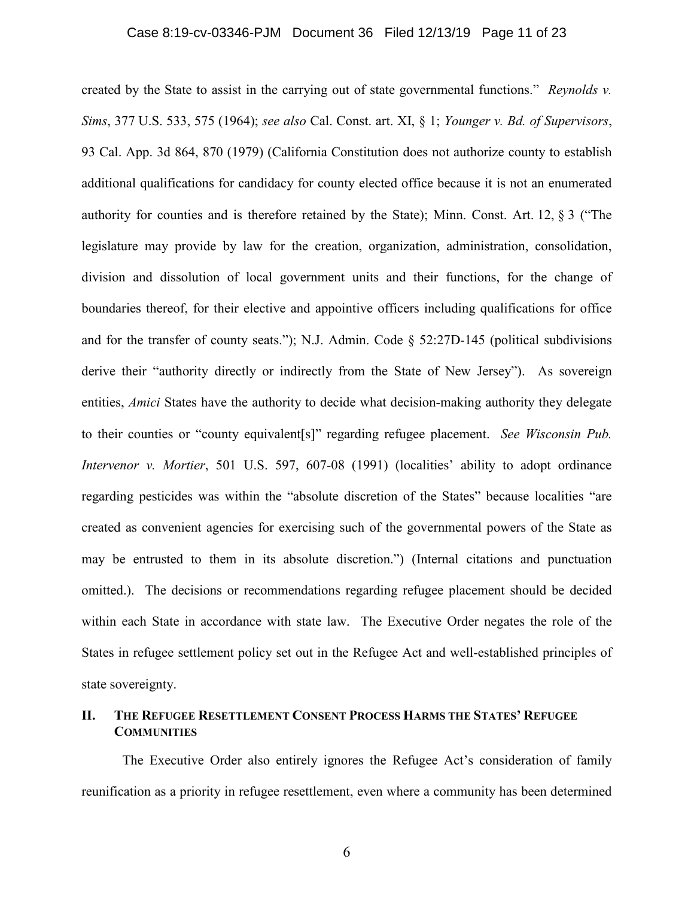created by the State to assist in the carrying out of state governmental functions." *Reynolds v. Sims*, 377 U.S. 533, 575 (1964); *see also* Cal. Const. art. XI, § 1; *Younger v. Bd. of Supervisors*, 93 Cal. App. 3d 864, 870 (1979) (California Constitution does not authorize county to establish additional qualifications for candidacy for county elected office because it is not an enumerated authority for counties and is therefore retained by the State); Minn. Const. Art. 12, § 3 ("The legislature may provide by law for the creation, organization, administration, consolidation, division and dissolution of local government units and their functions, for the change of boundaries thereof, for their elective and appointive officers including qualifications for office and for the transfer of county seats."); N.J. Admin. Code § 52:27D-145 (political subdivisions derive their "authority directly or indirectly from the State of New Jersey"). As sovereign entities, *Amici* States have the authority to decide what decision-making authority they delegate to their counties or "county equivalent[s]" regarding refugee placement. *See Wisconsin Pub. Intervenor v. Mortier*, 501 U.S. 597, 607-08 (1991) (localities' ability to adopt ordinance regarding pesticides was within the "absolute discretion of the States" because localities "are created as convenient agencies for exercising such of the governmental powers of the State as may be entrusted to them in its absolute discretion.") (Internal citations and punctuation omitted.). The decisions or recommendations regarding refugee placement should be decided within each State in accordance with state law. The Executive Order negates the role of the States in refugee settlement policy set out in the Refugee Act and well-established principles of state sovereignty.

## II. The Refugee Resettlement Consent Process Harms the States' Refugee Communities

The Executive Order also entirely ignores the Refugee Act's consideration of family reunification as a priority in refugee resettlement, even where a community has been determined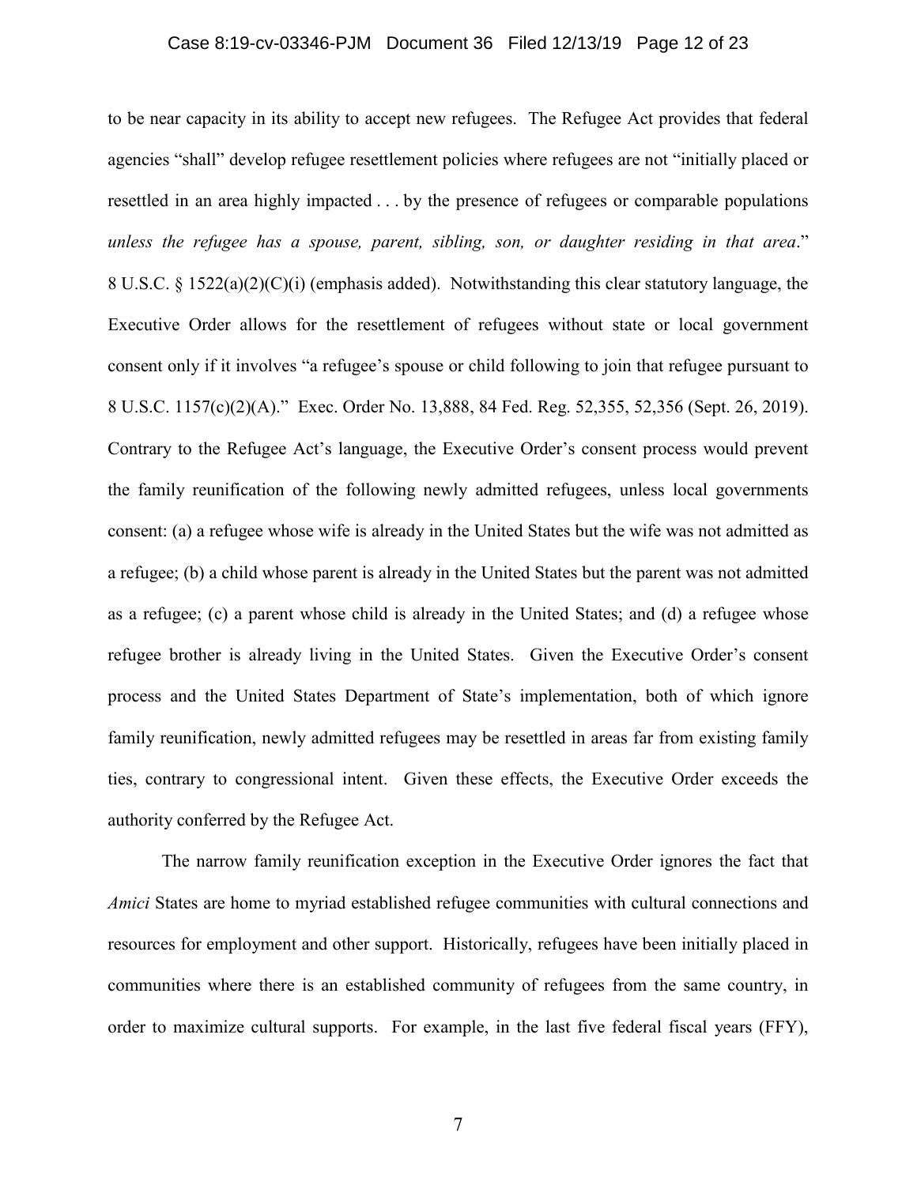to be near capacity in its ability to accept new refugees. The Refugee Act provides that federal agencies "shall" develop refugee resettlement policies where refugees are not "initially placed or resettled in an area highly impacted . . . by the presence of refugees or comparable populations *unless the refugee has a spouse, parent, sibling, son, or daughter residing in that area*." 8 U.S.C. § 1522(a)(2)(C)(i) (emphasis added). Notwithstanding this clear statutory language, the Executive Order allows for the resettlement of refugees without state or local government consent only if it involves "a refugee's spouse or child following to join that refugee pursuant to 8 U.S.C. 1157(c)(2)(A)." Exec. Order No. 13,888, 84 Fed. Reg. 52,355, 52,356 (Sept. 26, 2019). Contrary to the Refugee Act's language, the Executive Order's consent process would prevent the family reunification of the following newly admitted refugees, unless local governments consent: (a) a refugee whose wife is already in the United States but the wife was not admitted as a refugee; (b) a child whose parent is already in the United States but the parent was not admitted as a refugee; (c) a parent whose child is already in the United States; and (d) a refugee whose refugee brother is already living in the United States. Given the Executive Order's consent process and the United States Department of State's implementation, both of which ignore family reunification, newly admitted refugees may be resettled in areas far from existing family ties, contrary to congressional intent. Given these effects, the Executive Order exceeds the authority conferred by the Refugee Act.

The narrow family reunification exception in the Executive Order ignores the fact that *Amici* States are home to myriad established refugee communities with cultural connections and resources for employment and other support. Historically, refugees have been initially placed in communities where there is an established community of refugees from the same country, in order to maximize cultural supports. For example, in the last five federal fiscal years (FFY),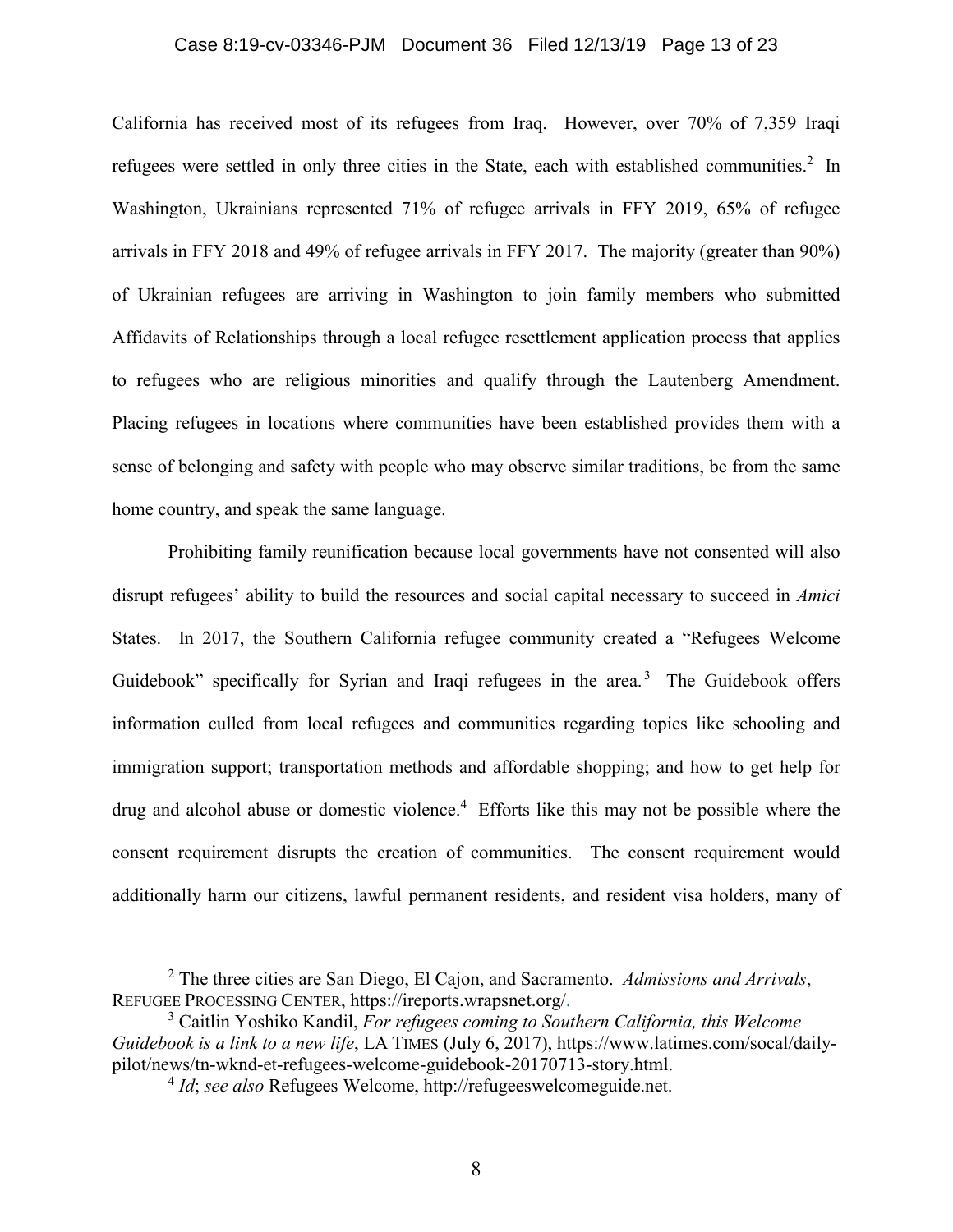California has received most of its refugees from Iraq. However, over 70% of 7,359 Iraqi refugees were settled in only three cities in the State, each with established communities.[2] In Washington, Ukrainians represented 71% of refugee arrivals in FFY 2019, 65% of refugee arrivals in FFY 2018 and 49% of refugee arrivals in FFY 2017. The majority (greater than 90%) of Ukrainian refugees are arriving in Washington to join family members who submitted Affidavits of Relationships through a local refugee resettlement application process that applies to refugees who are religious minorities and qualify through the Lautenberg Amendment. Placing refugees in locations where communities have been established provides them with a sense of belonging and safety with people who may observe similar traditions, be from the same home country, and speak the same language.

Prohibiting family reunification because local governments have not consented will also disrupt refugees' ability to build the resources and social capital necessary to succeed in *Amici* States. In 2017, the Southern California refugee community created a "Refugees Welcome Guidebook" specifically for Syrian and Iraqi refugees in the area.[3] The Guidebook offers information culled from local refugees and communities regarding topics like schooling and immigration support; transportation methods and affordable shopping; and how to get help for drug and alcohol abuse or domestic violence.[4] Efforts like this may not be possible where the consent requirement disrupts the creation of communities. The consent requirement would additionally harm our citizens, lawful permanent residents, and resident visa holders, many of

---

[2] The three cities are San Diego, El Cajon, and Sacramento. *Admissions and Arrivals*, REFUGEE PROCESSING CENTER, https://ireports.wrapsnet.org/.

[3] Caitlin Yoshiko Kandil, *For refugees coming to Southern California, this Welcome Guidebook is a link to a new life*, LA TIMES (July 6, 2017), https://www.latimes.com/socal/daily-pilot/news/tn-wknd-et-refugees-welcome-guidebook-20170713-story.html.

[4] *Id*; *see also* Refugees Welcome, http://refugeeswelcomeguide.net.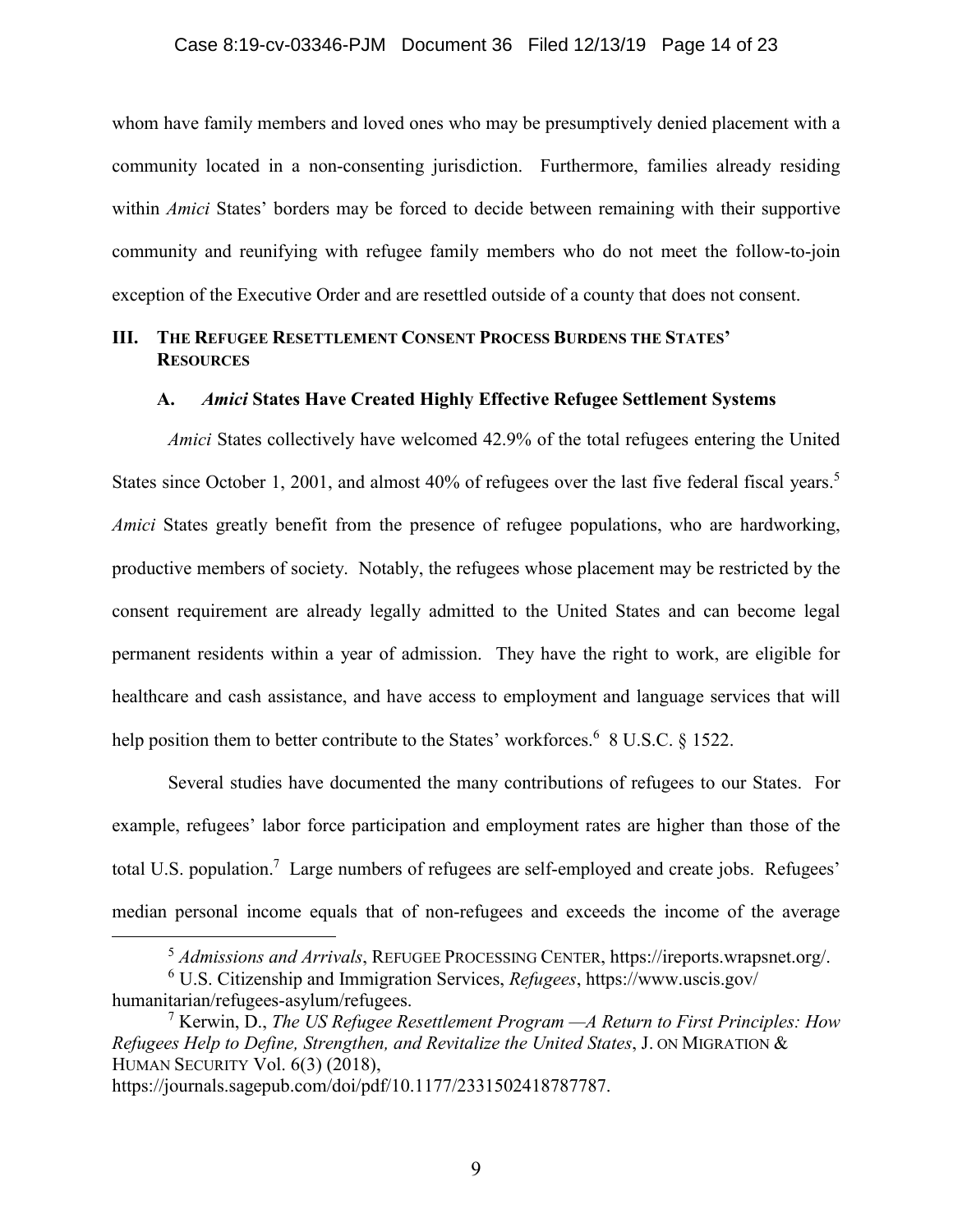whom have family members and loved ones who may be presumptively denied placement with a community located in a non-consenting jurisdiction. Furthermore, families already residing within *Amici* States' borders may be forced to decide between remaining with their supportive community and reunifying with refugee family members who do not meet the follow-to-join exception of the Executive Order and are resettled outside of a county that does not consent.

## III. The Refugee Resettlement Consent Process Burdens the States' Resources

### A. *Amici* States Have Created Highly Effective Refugee Settlement Systems

*Amici* States collectively have welcomed 42.9% of the total refugees entering the United States since October 1, 2001, and almost 40% of refugees over the last five federal fiscal years.[5] *Amici* States greatly benefit from the presence of refugee populations, who are hardworking, productive members of society. Notably, the refugees whose placement may be restricted by the consent requirement are already legally admitted to the United States and can become legal permanent residents within a year of admission. They have the right to work, are eligible for healthcare and cash assistance, and have access to employment and language services that will help position them to better contribute to the States' workforces.[6] 8 U.S.C. § 1522.

Several studies have documented the many contributions of refugees to our States. For example, refugees' labor force participation and employment rates are higher than those of the total U.S. population.[7] Large numbers of refugees are self-employed and create jobs. Refugees' median personal income equals that of non-refugees and exceeds the income of the average

---

[5] *Admissions and Arrivals*, Refugee Processing Center, https://ireports.wrapsnet.org/.

[6] U.S. Citizenship and Immigration Services, *Refugees*, https://www.uscis.gov/humanitarian/refugees-asylum/refugees.

[7] Kerwin, D., *The US Refugee Resettlement Program —A Return to First Principles: How Refugees Help to Define, Strengthen, and Revitalize the United States*, J. on Migration & Human Security Vol. 6(3) (2018), https://journals.sagepub.com/doi/pdf/10.1177/2331502418787787.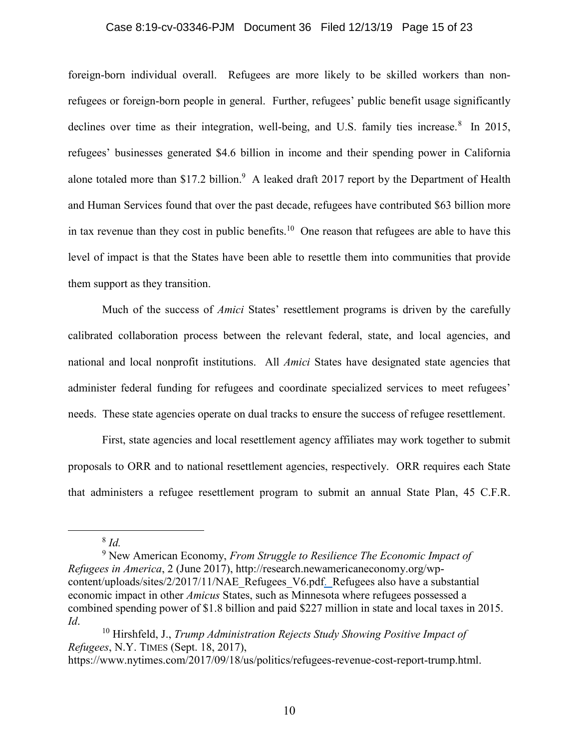foreign-born individual overall. Refugees are more likely to be skilled workers than non-refugees or foreign-born people in general. Further, refugees' public benefit usage significantly declines over time as their integration, well-being, and U.S. family ties increase.[8] In 2015, refugees' businesses generated $4.6 billion in income and their spending power in California alone totaled more than $17.2 billion.[9] A leaked draft 2017 report by the Department of Health and Human Services found that over the past decade, refugees have contributed $63 billion more in tax revenue than they cost in public benefits.[10] One reason that refugees are able to have this level of impact is that the States have been able to resettle them into communities that provide them support as they transition.

Much of the success of *Amici* States' resettlement programs is driven by the carefully calibrated collaboration process between the relevant federal, state, and local agencies, and national and local nonprofit institutions. All *Amici* States have designated state agencies that administer federal funding for refugees and coordinate specialized services to meet refugees' needs. These state agencies operate on dual tracks to ensure the success of refugee resettlement.

First, state agencies and local resettlement agency affiliates may work together to submit proposals to ORR and to national resettlement agencies, respectively. ORR requires each State that administers a refugee resettlement program to submit an annual State Plan, 45 C.F.R.

---

[8] *Id.*

[9] New American Economy, *From Struggle to Resilience The Economic Impact of Refugees in America*, 2 (June 2017), http://research.newamericaneconomy.org/wp-content/uploads/sites/2/2017/11/NAE_Refugees_V6.pdf. Refugees also have a substantial economic impact in other *Amicus* States, such as Minnesota where refugees possessed a combined spending power of $1.8 billion and paid $227 million in state and local taxes in 2015. *Id*.

[10] Hirshfeld, J., *Trump Administration Rejects Study Showing Positive Impact of Refugees*, N.Y. TIMES (Sept. 18, 2017), https://www.nytimes.com/2017/09/18/us/politics/refugees-revenue-cost-report-trump.html.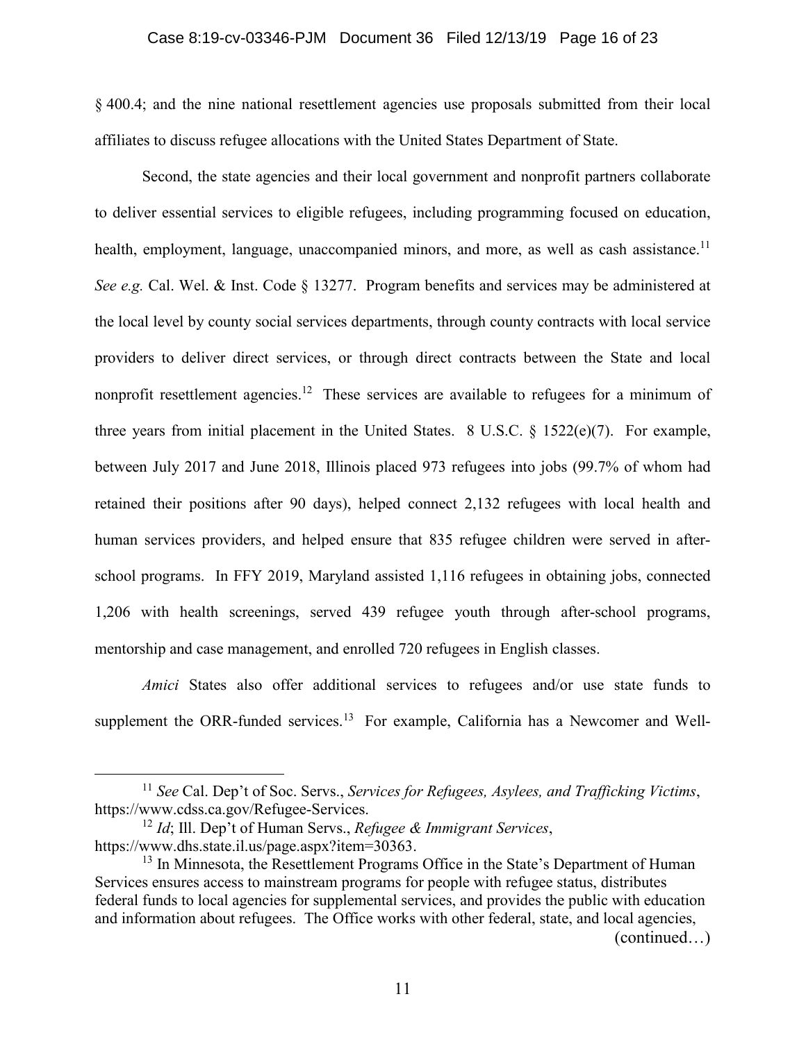§ 400.4; and the nine national resettlement agencies use proposals submitted from their local affiliates to discuss refugee allocations with the United States Department of State.

Second, the state agencies and their local government and nonprofit partners collaborate to deliver essential services to eligible refugees, including programming focused on education, health, employment, language, unaccompanied minors, and more, as well as cash assistance.[11] *See e.g.* Cal. Wel. & Inst. Code § 13277. Program benefits and services may be administered at the local level by county social services departments, through county contracts with local service providers to deliver direct services, or through direct contracts between the State and local nonprofit resettlement agencies.[12] These services are available to refugees for a minimum of three years from initial placement in the United States. 8 U.S.C. § 1522(e)(7). For example, between July 2017 and June 2018, Illinois placed 973 refugees into jobs (99.7% of whom had retained their positions after 90 days), helped connect 2,132 refugees with local health and human services providers, and helped ensure that 835 refugee children were served in after-school programs. In FFY 2019, Maryland assisted 1,116 refugees in obtaining jobs, connected 1,206 with health screenings, served 439 refugee youth through after-school programs, mentorship and case management, and enrolled 720 refugees in English classes.

*Amici* States also offer additional services to refugees and/or use state funds to supplement the ORR-funded services.[13] For example, California has a Newcomer and Well-

---

[11] *See* Cal. Dep't of Soc. Servs., *Services for Refugees, Asylees, and Trafficking Victims*, https://www.cdss.ca.gov/Refugee-Services.

[12] *Id*; Ill. Dep't of Human Servs., *Refugee & Immigrant Services*, https://www.dhs.state.il.us/page.aspx?item=30363.

[13] In Minnesota, the Resettlement Programs Office in the State's Department of Human Services ensures access to mainstream programs for people with refugee status, distributes federal funds to local agencies for supplemental services, and provides the public with education and information about refugees. The Office works with other federal, state, and local agencies, (continued…)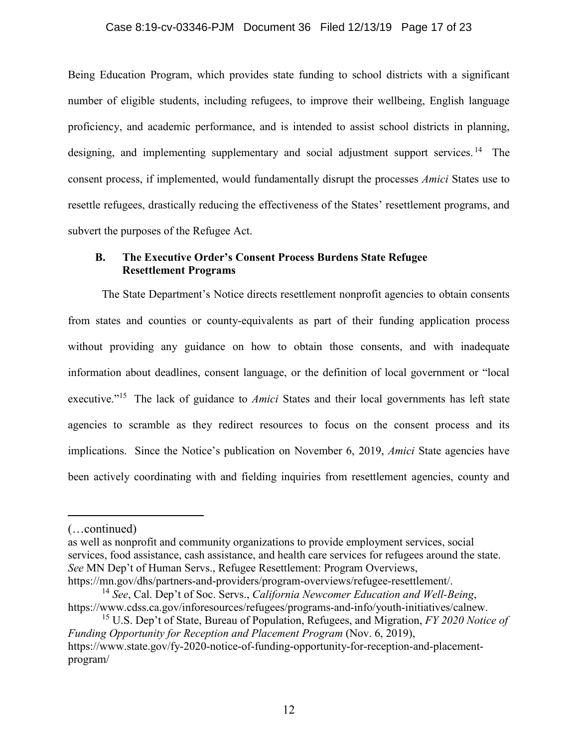Being Education Program, which provides state funding to school districts with a significant number of eligible students, including refugees, to improve their wellbeing, English language proficiency, and academic performance, and is intended to assist school districts in planning, designing, and implementing supplementary and social adjustment support services.[14] The consent process, if implemented, would fundamentally disrupt the processes *Amici* States use to resettle refugees, drastically reducing the effectiveness of the States' resettlement programs, and subvert the purposes of the Refugee Act.

### B. The Executive Order's Consent Process Burdens State Refugee Resettlement Programs

The State Department's Notice directs resettlement nonprofit agencies to obtain consents from states and counties or county-equivalents as part of their funding application process without providing any guidance on how to obtain those consents, and with inadequate information about deadlines, consent language, or the definition of local government or "local executive."[15] The lack of guidance to *Amici* States and their local governments has left state agencies to scramble as they redirect resources to focus on the consent process and its implications. Since the Notice's publication on November 6, 2019, *Amici* State agencies have been actively coordinating with and fielding inquiries from resettlement agencies, county and

---

(…continued)

as well as nonprofit and community organizations to provide employment services, social services, food assistance, cash assistance, and health care services for refugees around the state. *See* MN Dep't of Human Servs., Refugee Resettlement: Program Overviews, https://mn.gov/dhs/partners-and-providers/program-overviews/refugee-resettlement/.

[14] *See*, Cal. Dep't of Soc. Servs., *California Newcomer Education and Well-Being*, https://www.cdss.ca.gov/inforesources/refugees/programs-and-info/youth-initiatives/calnew.

[15] U.S. Dep't of State, Bureau of Population, Refugees, and Migration, *FY 2020 Notice of Funding Opportunity for Reception and Placement Program* (Nov. 6, 2019), https://www.state.gov/fy-2020-notice-of-funding-opportunity-for-reception-and-placement-program/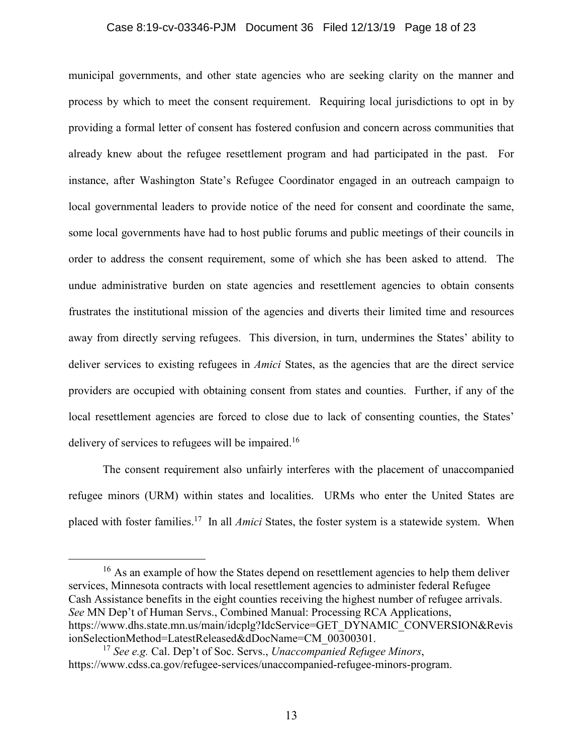municipal governments, and other state agencies who are seeking clarity on the manner and process by which to meet the consent requirement. Requiring local jurisdictions to opt in by providing a formal letter of consent has fostered confusion and concern across communities that already knew about the refugee resettlement program and had participated in the past. For instance, after Washington State's Refugee Coordinator engaged in an outreach campaign to local governmental leaders to provide notice of the need for consent and coordinate the same, some local governments have had to host public forums and public meetings of their councils in order to address the consent requirement, some of which she has been asked to attend. The undue administrative burden on state agencies and resettlement agencies to obtain consents frustrates the institutional mission of the agencies and diverts their limited time and resources away from directly serving refugees. This diversion, in turn, undermines the States' ability to deliver services to existing refugees in *Amici* States, as the agencies that are the direct service providers are occupied with obtaining consent from states and counties. Further, if any of the local resettlement agencies are forced to close due to lack of consenting counties, the States' delivery of services to refugees will be impaired.[16]

The consent requirement also unfairly interferes with the placement of unaccompanied refugee minors (URM) within states and localities. URMs who enter the United States are placed with foster families.[17] In all *Amici* States, the foster system is a statewide system. When

---

[16] As an example of how the States depend on resettlement agencies to help them deliver services, Minnesota contracts with local resettlement agencies to administer federal Refugee Cash Assistance benefits in the eight counties receiving the highest number of refugee arrivals. *See* MN Dep't of Human Servs., Combined Manual: Processing RCA Applications, https://www.dhs.state.mn.us/main/idcplg?IdcService=GET_DYNAMIC_CONVERSION&RevisionSelectionMethod=LatestReleased&dDocName=CM_00300301.

[17] *See e.g.* Cal. Dep't of Soc. Servs., *Unaccompanied Refugee Minors*, https://www.cdss.ca.gov/refugee-services/unaccompanied-refugee-minors-program.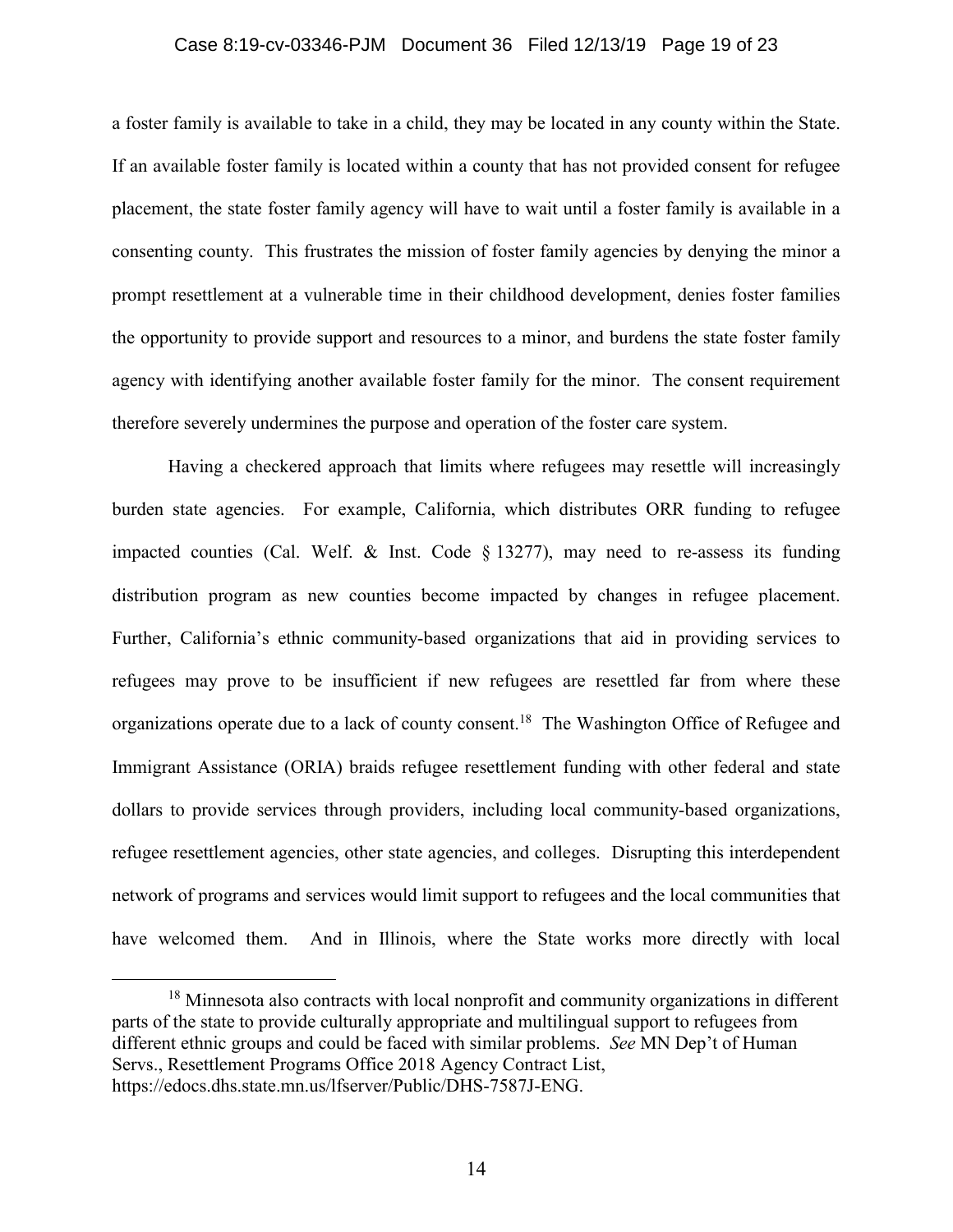a foster family is available to take in a child, they may be located in any county within the State. If an available foster family is located within a county that has not provided consent for refugee placement, the state foster family agency will have to wait until a foster family is available in a consenting county. This frustrates the mission of foster family agencies by denying the minor a prompt resettlement at a vulnerable time in their childhood development, denies foster families the opportunity to provide support and resources to a minor, and burdens the state foster family agency with identifying another available foster family for the minor. The consent requirement therefore severely undermines the purpose and operation of the foster care system.

Having a checkered approach that limits where refugees may resettle will increasingly burden state agencies. For example, California, which distributes ORR funding to refugee impacted counties (Cal. Welf. & Inst. Code § 13277), may need to re-assess its funding distribution program as new counties become impacted by changes in refugee placement. Further, California's ethnic community-based organizations that aid in providing services to refugees may prove to be insufficient if new refugees are resettled far from where these organizations operate due to a lack of county consent.[18] The Washington Office of Refugee and Immigrant Assistance (ORIA) braids refugee resettlement funding with other federal and state dollars to provide services through providers, including local community-based organizations, refugee resettlement agencies, other state agencies, and colleges. Disrupting this interdependent network of programs and services would limit support to refugees and the local communities that have welcomed them. And in Illinois, where the State works more directly with local

[18] Minnesota also contracts with local nonprofit and community organizations in different parts of the state to provide culturally appropriate and multilingual support to refugees from different ethnic groups and could be faced with similar problems. *See* MN Dep't of Human Servs., Resettlement Programs Office 2018 Agency Contract List, https://edocs.dhs.state.mn.us/lfserver/Public/DHS-7587J-ENG.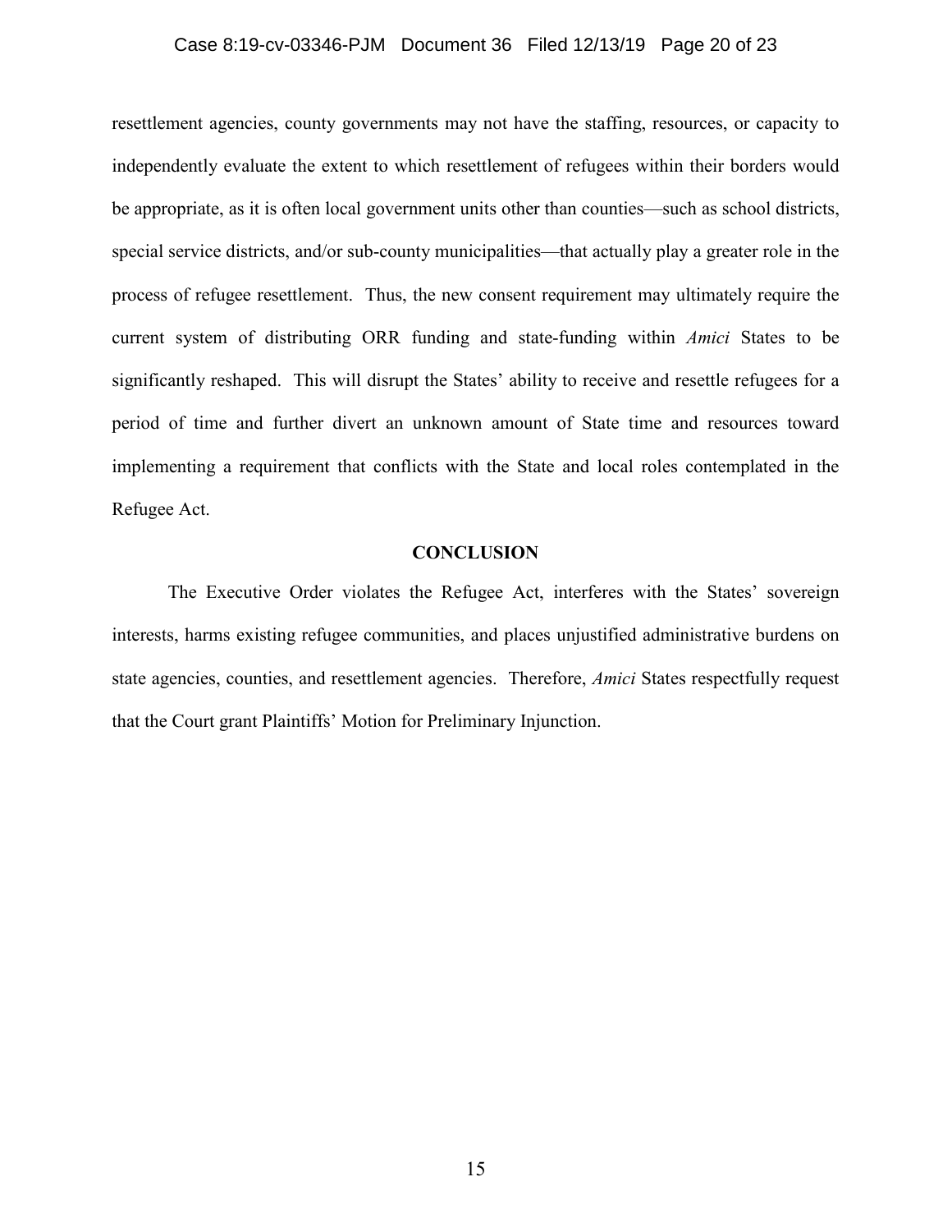resettlement agencies, county governments may not have the staffing, resources, or capacity to independently evaluate the extent to which resettlement of refugees within their borders would be appropriate, as it is often local government units other than counties—such as school districts, special service districts, and/or sub-county municipalities—that actually play a greater role in the process of refugee resettlement. Thus, the new consent requirement may ultimately require the current system of distributing ORR funding and state-funding within *Amici* States to be significantly reshaped. This will disrupt the States' ability to receive and resettle refugees for a period of time and further divert an unknown amount of State time and resources toward implementing a requirement that conflicts with the State and local roles contemplated in the Refugee Act.

## CONCLUSION

The Executive Order violates the Refugee Act, interferes with the States' sovereign interests, harms existing refugee communities, and places unjustified administrative burdens on state agencies, counties, and resettlement agencies. Therefore, *Amici* States respectfully request that the Court grant Plaintiffs' Motion for Preliminary Injunction.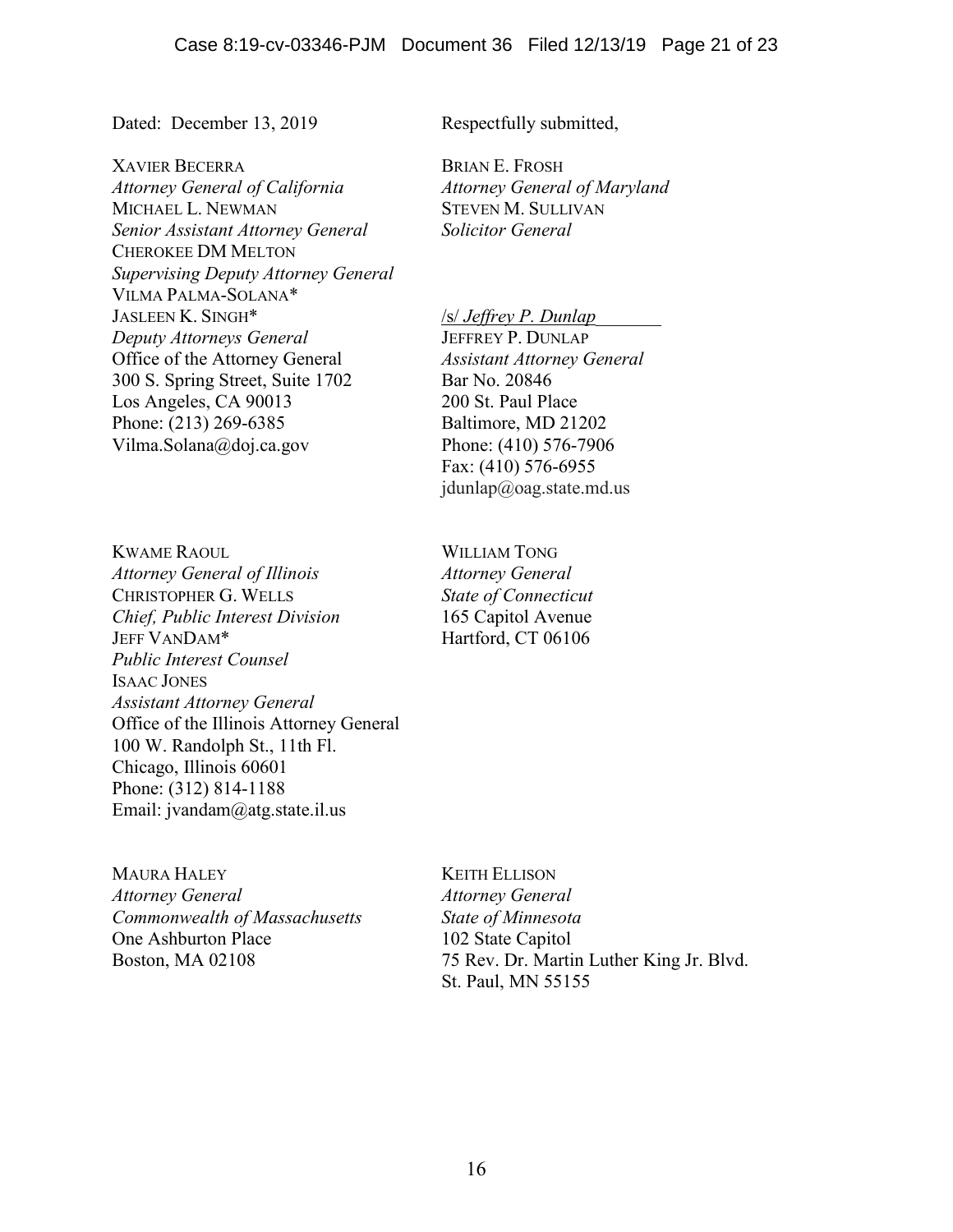Dated: December 13, 2019

Respectfully submitted,

BRIAN E. FROSH
*Attorney General of Maryland*
STEVEN M. SULLIVAN
*Solicitor General*

/s/ *Jeffrey P. Dunlap*
JEFFREY P. DUNLAP
*Assistant Attorney General*
Bar No. 20846
200 St. Paul Place
Baltimore, MD 21202
Phone: (410) 576-7906
Fax: (410) 576-6955
jdunlap@oag.state.md.us

XAVIER BECERRA
*Attorney General of California*
MICHAEL L. NEWMAN
*Senior Assistant Attorney General*
CHEROKEE DM MELTON
*Supervising Deputy Attorney General*
VILMA PALMA-SOLANA*
JASLEEN K. SINGH*
*Deputy Attorneys General*
Office of the Attorney General
300 S. Spring Street, Suite 1702
Los Angeles, CA 90013
Phone: (213) 269-6385
Vilma.Solana@doj.ca.gov

KWAME RAOUL
*Attorney General of Illinois*
CHRISTOPHER G. WELLS
*Chief, Public Interest Division*
JEFF VANDAM*
*Public Interest Counsel*
ISAAC JONES
*Assistant Attorney General*
Office of the Illinois Attorney General
100 W. Randolph St., 11th Fl.
Chicago, Illinois 60601
Phone: (312) 814-1188
Email: jvandam@atg.state.il.us

WILLIAM TONG
*Attorney General*
*State of Connecticut*
165 Capitol Avenue
Hartford, CT 06106

MAURA HALEY
*Attorney General*
*Commonwealth of Massachusetts*
One Ashburton Place
Boston, MA 02108

KEITH ELLISON
*Attorney General*
*State of Minnesota*
102 State Capitol
75 Rev. Dr. Martin Luther King Jr. Blvd.
St. Paul, MN 55155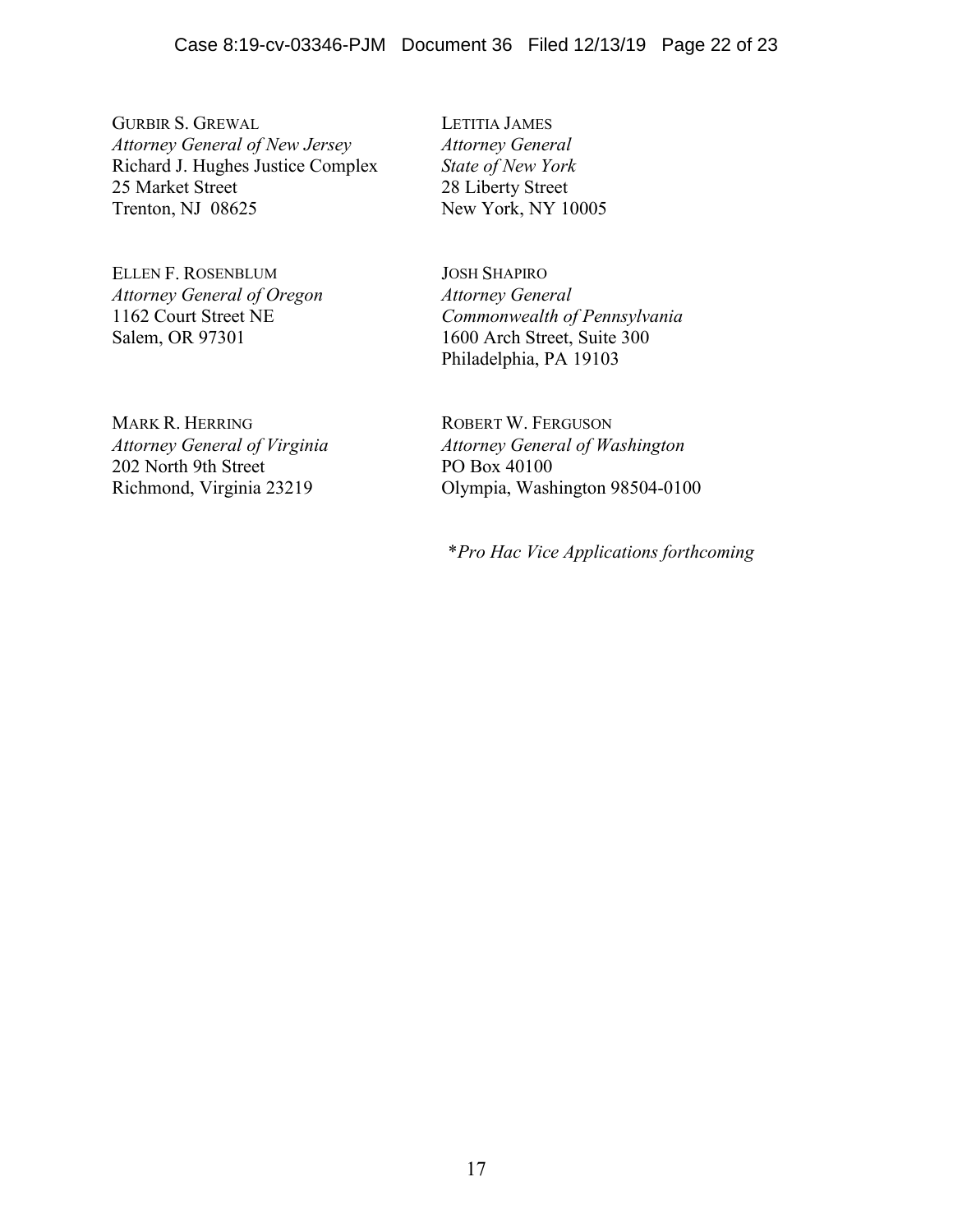GURBIR S. GREWAL
*Attorney General of New Jersey*
Richard J. Hughes Justice Complex
25 Market Street
Trenton, NJ 08625

LETITIA JAMES
*Attorney General*
*State of New York*
28 Liberty Street
New York, NY 10005

ELLEN F. ROSENBLUM
*Attorney General of Oregon*
1162 Court Street NE
Salem, OR 97301

JOSH SHAPIRO
*Attorney General*
*Commonwealth of Pennsylvania*
1600 Arch Street, Suite 300
Philadelphia, PA 19103

MARK R. HERRING
*Attorney General of Virginia*
202 North 9th Street
Richmond, Virginia 23219

ROBERT W. FERGUSON
*Attorney General of Washington*
PO Box 40100
Olympia, Washington 98504-0100

**Pro Hac Vice Applications forthcoming*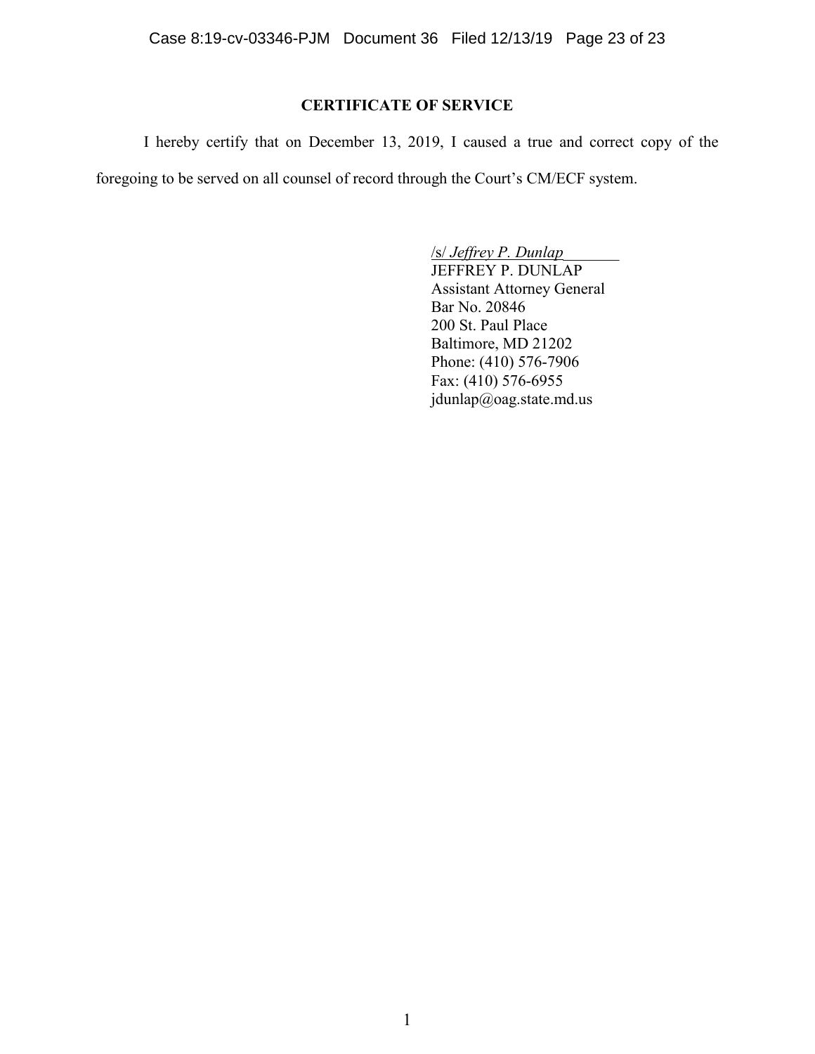**CERTIFICATE OF SERVICE**

I hereby certify that on December 13, 2019, I caused a true and correct copy of the foregoing to be served on all counsel of record through the Court's CM/ECF system.

/s/ *Jeffrey P. Dunlap*
JEFFREY P. DUNLAP
Assistant Attorney General
Bar No. 20846
200 St. Paul Place
Baltimore, MD 21202
Phone: (410) 576-7906
Fax: (410) 576-6955
jdunlap@oag.state.md.us